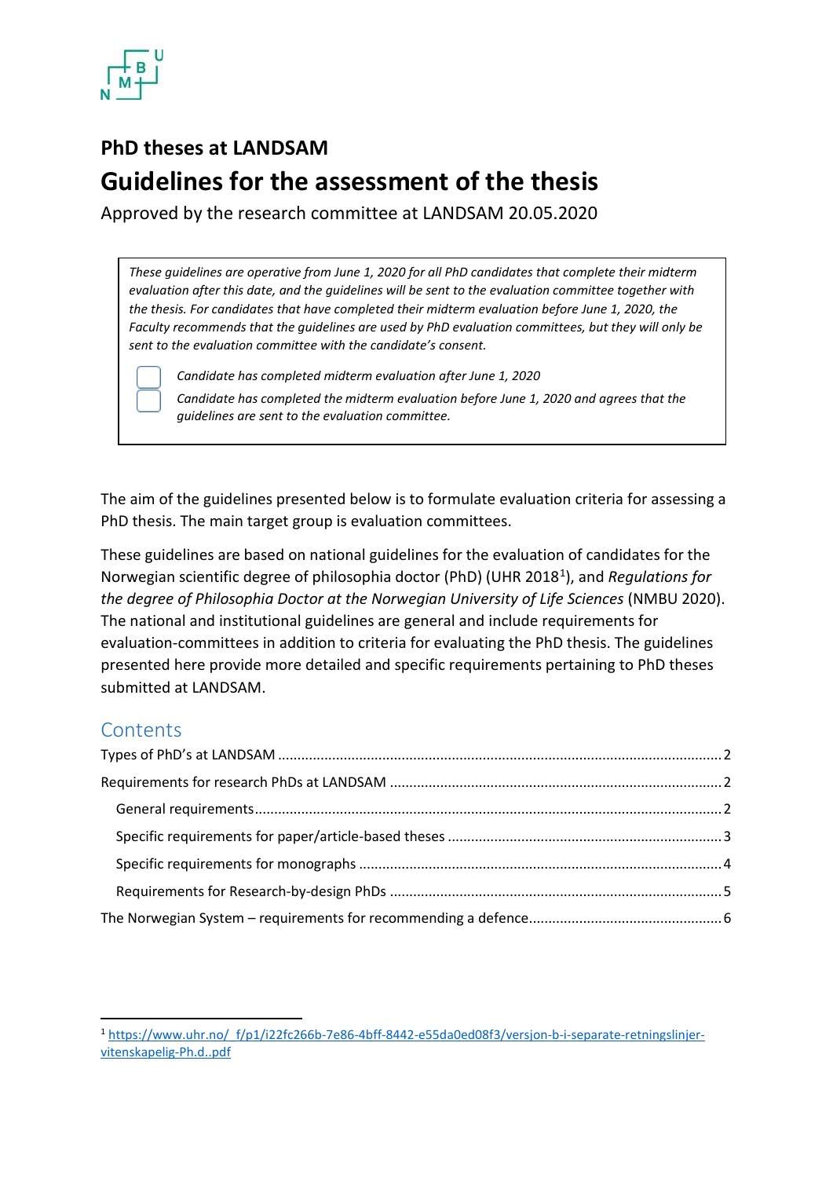**PhD theses at LANDSAM**

# Guidelines for the assessment of the thesis

Approved by the research committee at LANDSAM 20.05.2020

> *These guidelines are operative from June 1, 2020 for all PhD candidates that complete their midterm evaluation after this date, and the guidelines will be sent to the evaluation committee together with the thesis. For candidates that have completed their midterm evaluation before June 1, 2020, the Faculty recommends that the guidelines are used by PhD evaluation committees, but they will only be sent to the evaluation committee with the candidate's consent.*
>
> ☐ *Candidate has completed midterm evaluation after June 1, 2020*
>
> ☐ *Candidate has completed the midterm evaluation before June 1, 2020 and agrees that the guidelines are sent to the evaluation committee.*

The aim of the guidelines presented below is to formulate evaluation criteria for assessing a PhD thesis. The main target group is evaluation committees.

These guidelines are based on national guidelines for the evaluation of candidates for the Norwegian scientific degree of philosophia doctor (PhD) (UHR 2018[1]), and *Regulations for the degree of Philosophia Doctor at the Norwegian University of Life Sciences* (NMBU 2020). The national and institutional guidelines are general and include requirements for evaluation-committees in addition to criteria for evaluating the PhD thesis. The guidelines presented here provide more detailed and specific requirements pertaining to PhD theses submitted at LANDSAM.

## Contents

- Types of PhD's at LANDSAM ........ 2
- Requirements for research PhDs at LANDSAM ........ 2
  - General requirements ........ 2
  - Specific requirements for paper/article-based theses ........ 3
  - Specific requirements for monographs ........ 4
  - Requirements for Research-by-design PhDs ........ 5
- The Norwegian System – requirements for recommending a defence ........ 6

[1] https://www.uhr.no/_f/p1/i22fc266b-7e86-4bff-8442-e55da0ed08f3/versjon-b-i-separate-retningslinjer-vitenskapelig-Ph.d..pdf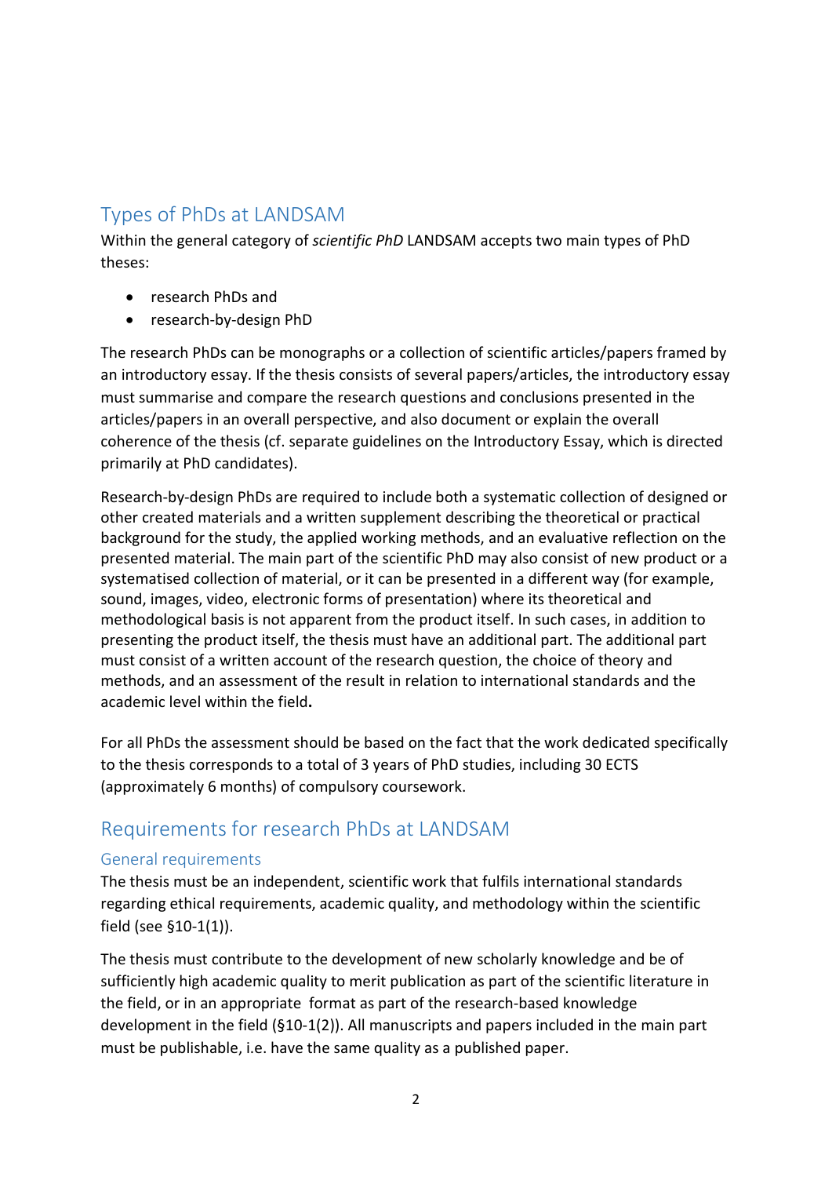## Types of PhDs at LANDSAM

Within the general category of *scientific PhD* LANDSAM accepts two main types of PhD theses:

- research PhDs and
- research-by-design PhD

The research PhDs can be monographs or a collection of scientific articles/papers framed by an introductory essay. If the thesis consists of several papers/articles, the introductory essay must summarise and compare the research questions and conclusions presented in the articles/papers in an overall perspective, and also document or explain the overall coherence of the thesis (cf. separate guidelines on the Introductory Essay, which is directed primarily at PhD candidates).

Research-by-design PhDs are required to include both a systematic collection of designed or other created materials and a written supplement describing the theoretical or practical background for the study, the applied working methods, and an evaluative reflection on the presented material. The main part of the scientific PhD may also consist of new product or a systematised collection of material, or it can be presented in a different way (for example, sound, images, video, electronic forms of presentation) where its theoretical and methodological basis is not apparent from the product itself. In such cases, in addition to presenting the product itself, the thesis must have an additional part. The additional part must consist of a written account of the research question, the choice of theory and methods, and an assessment of the result in relation to international standards and the academic level within the field**.**

For all PhDs the assessment should be based on the fact that the work dedicated specifically to the thesis corresponds to a total of 3 years of PhD studies, including 30 ECTS (approximately 6 months) of compulsory coursework.

## Requirements for research PhDs at LANDSAM

### General requirements

The thesis must be an independent, scientific work that fulfils international standards regarding ethical requirements, academic quality, and methodology within the scientific field (see §10-1(1)).

The thesis must contribute to the development of new scholarly knowledge and be of sufficiently high academic quality to merit publication as part of the scientific literature in the field, or in an appropriate format as part of the research-based knowledge development in the field (§10-1(2)). All manuscripts and papers included in the main part must be publishable, i.e. have the same quality as a published paper.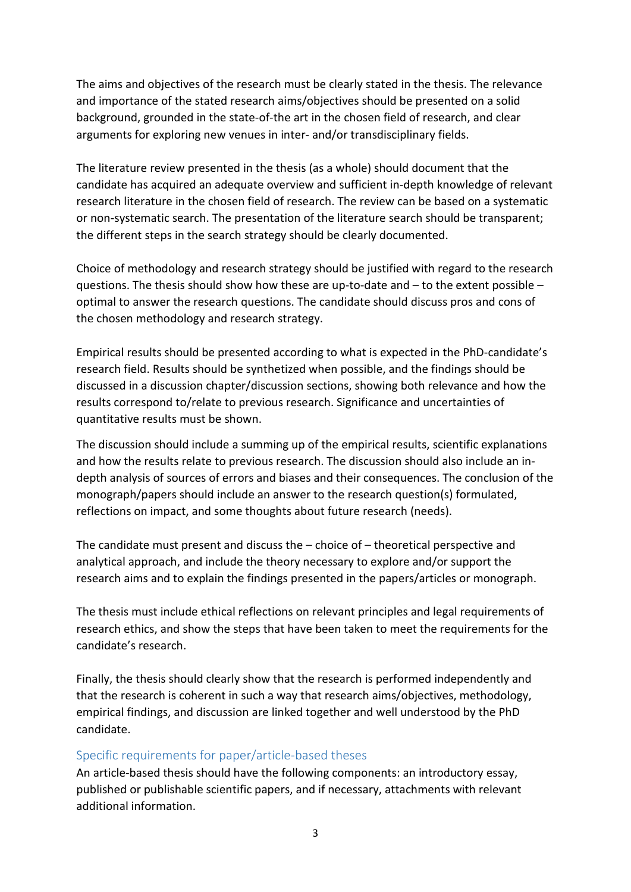The aims and objectives of the research must be clearly stated in the thesis. The relevance and importance of the stated research aims/objectives should be presented on a solid background, grounded in the state-of-the art in the chosen field of research, and clear arguments for exploring new venues in inter- and/or transdisciplinary fields.

The literature review presented in the thesis (as a whole) should document that the candidate has acquired an adequate overview and sufficient in-depth knowledge of relevant research literature in the chosen field of research. The review can be based on a systematic or non-systematic search. The presentation of the literature search should be transparent; the different steps in the search strategy should be clearly documented.

Choice of methodology and research strategy should be justified with regard to the research questions. The thesis should show how these are up-to-date and – to the extent possible – optimal to answer the research questions. The candidate should discuss pros and cons of the chosen methodology and research strategy.

Empirical results should be presented according to what is expected in the PhD-candidate's research field. Results should be synthetized when possible, and the findings should be discussed in a discussion chapter/discussion sections, showing both relevance and how the results correspond to/relate to previous research. Significance and uncertainties of quantitative results must be shown.

The discussion should include a summing up of the empirical results, scientific explanations and how the results relate to previous research. The discussion should also include an in-depth analysis of sources of errors and biases and their consequences. The conclusion of the monograph/papers should include an answer to the research question(s) formulated, reflections on impact, and some thoughts about future research (needs).

The candidate must present and discuss the – choice of – theoretical perspective and analytical approach, and include the theory necessary to explore and/or support the research aims and to explain the findings presented in the papers/articles or monograph.

The thesis must include ethical reflections on relevant principles and legal requirements of research ethics, and show the steps that have been taken to meet the requirements for the candidate's research.

Finally, the thesis should clearly show that the research is performed independently and that the research is coherent in such a way that research aims/objectives, methodology, empirical findings, and discussion are linked together and well understood by the PhD candidate.

## Specific requirements for paper/article-based theses

An article-based thesis should have the following components: an introductory essay, published or publishable scientific papers, and if necessary, attachments with relevant additional information.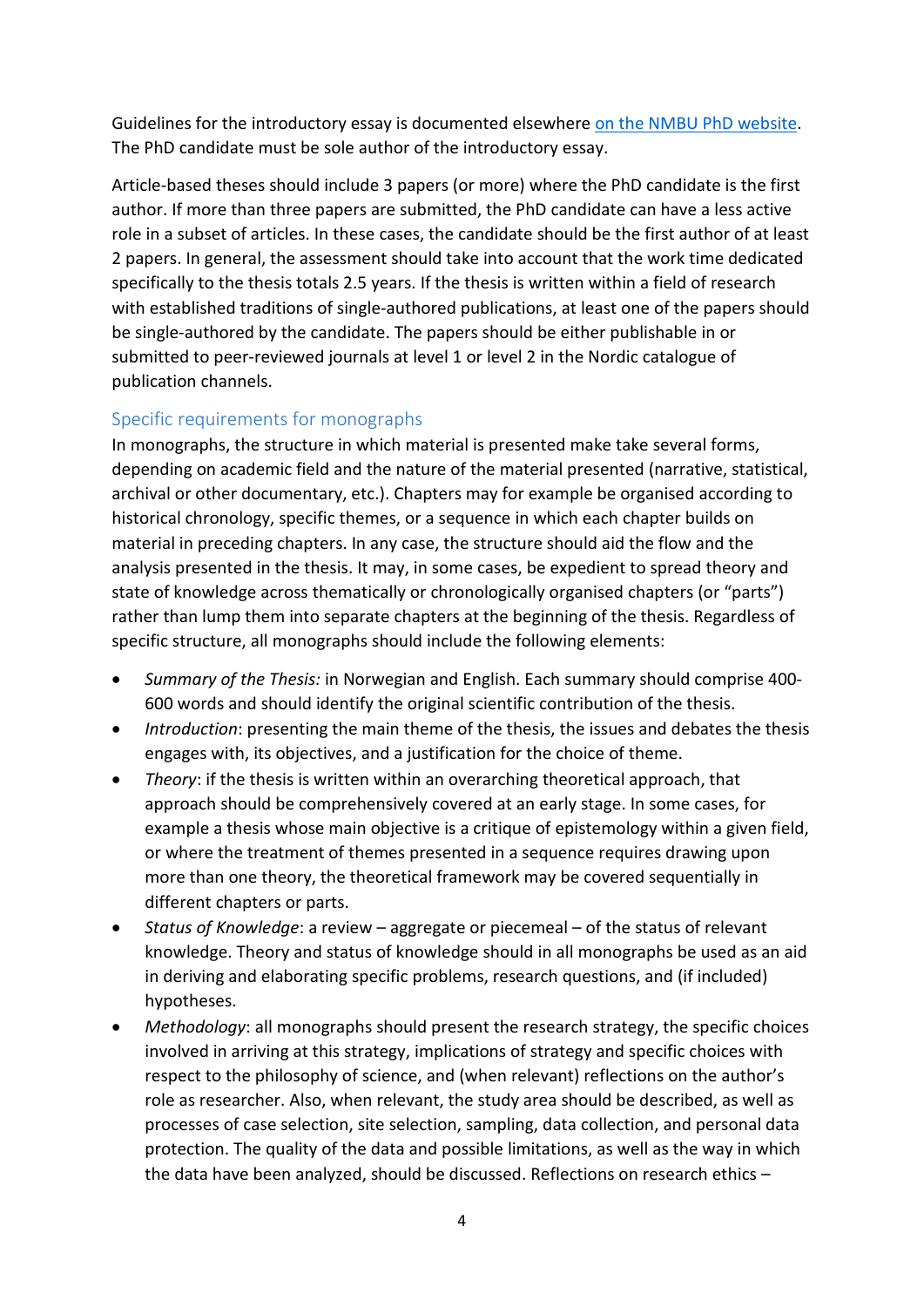Guidelines for the introductory essay is documented elsewhere [on the NMBU PhD website](). The PhD candidate must be sole author of the introductory essay.

Article-based theses should include 3 papers (or more) where the PhD candidate is the first author. If more than three papers are submitted, the PhD candidate can have a less active role in a subset of articles. In these cases, the candidate should be the first author of at least 2 papers. In general, the assessment should take into account that the work time dedicated specifically to the thesis totals 2.5 years. If the thesis is written within a field of research with established traditions of single-authored publications, at least one of the papers should be single-authored by the candidate. The papers should be either publishable in or submitted to peer-reviewed journals at level 1 or level 2 in the Nordic catalogue of publication channels.

## Specific requirements for monographs

In monographs, the structure in which material is presented make take several forms, depending on academic field and the nature of the material presented (narrative, statistical, archival or other documentary, etc.). Chapters may for example be organised according to historical chronology, specific themes, or a sequence in which each chapter builds on material in preceding chapters. In any case, the structure should aid the flow and the analysis presented in the thesis. It may, in some cases, be expedient to spread theory and state of knowledge across thematically or chronologically organised chapters (or "parts") rather than lump them into separate chapters at the beginning of the thesis. Regardless of specific structure, all monographs should include the following elements:

- *Summary of the Thesis:* in Norwegian and English. Each summary should comprise 400-600 words and should identify the original scientific contribution of the thesis.
- *Introduction*: presenting the main theme of the thesis, the issues and debates the thesis engages with, its objectives, and a justification for the choice of theme.
- *Theory*: if the thesis is written within an overarching theoretical approach, that approach should be comprehensively covered at an early stage. In some cases, for example a thesis whose main objective is a critique of epistemology within a given field, or where the treatment of themes presented in a sequence requires drawing upon more than one theory, the theoretical framework may be covered sequentially in different chapters or parts.
- *Status of Knowledge*: a review – aggregate or piecemeal – of the status of relevant knowledge. Theory and status of knowledge should in all monographs be used as an aid in deriving and elaborating specific problems, research questions, and (if included) hypotheses.
- *Methodology*: all monographs should present the research strategy, the specific choices involved in arriving at this strategy, implications of strategy and specific choices with respect to the philosophy of science, and (when relevant) reflections on the author's role as researcher. Also, when relevant, the study area should be described, as well as processes of case selection, site selection, sampling, data collection, and personal data protection. The quality of the data and possible limitations, as well as the way in which the data have been analyzed, should be discussed. Reflections on research ethics –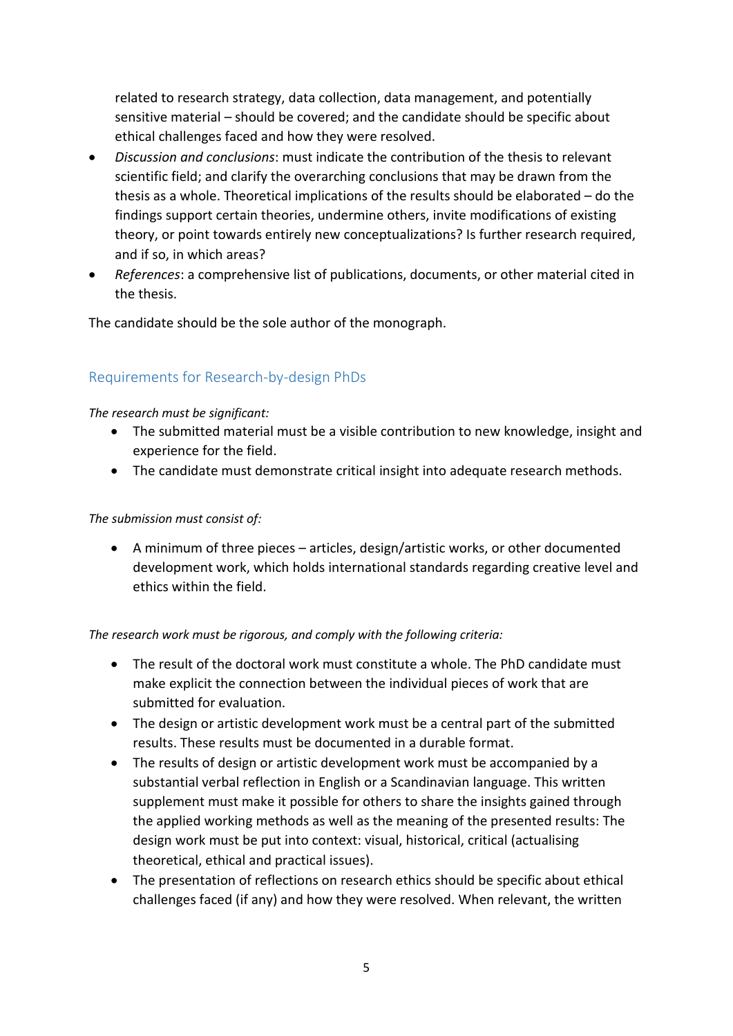related to research strategy, data collection, data management, and potentially sensitive material – should be covered; and the candidate should be specific about ethical challenges faced and how they were resolved.

- *Discussion and conclusions*: must indicate the contribution of the thesis to relevant scientific field; and clarify the overarching conclusions that may be drawn from the thesis as a whole. Theoretical implications of the results should be elaborated – do the findings support certain theories, undermine others, invite modifications of existing theory, or point towards entirely new conceptualizations? Is further research required, and if so, in which areas?
- *References*: a comprehensive list of publications, documents, or other material cited in the thesis.

The candidate should be the sole author of the monograph.

## Requirements for Research-by-design PhDs

*The research must be significant:*

- The submitted material must be a visible contribution to new knowledge, insight and experience for the field.
- The candidate must demonstrate critical insight into adequate research methods.

*The submission must consist of:*

- A minimum of three pieces – articles, design/artistic works, or other documented development work, which holds international standards regarding creative level and ethics within the field.

*The research work must be rigorous, and comply with the following criteria:*

- The result of the doctoral work must constitute a whole. The PhD candidate must make explicit the connection between the individual pieces of work that are submitted for evaluation.
- The design or artistic development work must be a central part of the submitted results. These results must be documented in a durable format.
- The results of design or artistic development work must be accompanied by a substantial verbal reflection in English or a Scandinavian language. This written supplement must make it possible for others to share the insights gained through the applied working methods as well as the meaning of the presented results: The design work must be put into context: visual, historical, critical (actualising theoretical, ethical and practical issues).
- The presentation of reflections on research ethics should be specific about ethical challenges faced (if any) and how they were resolved. When relevant, the written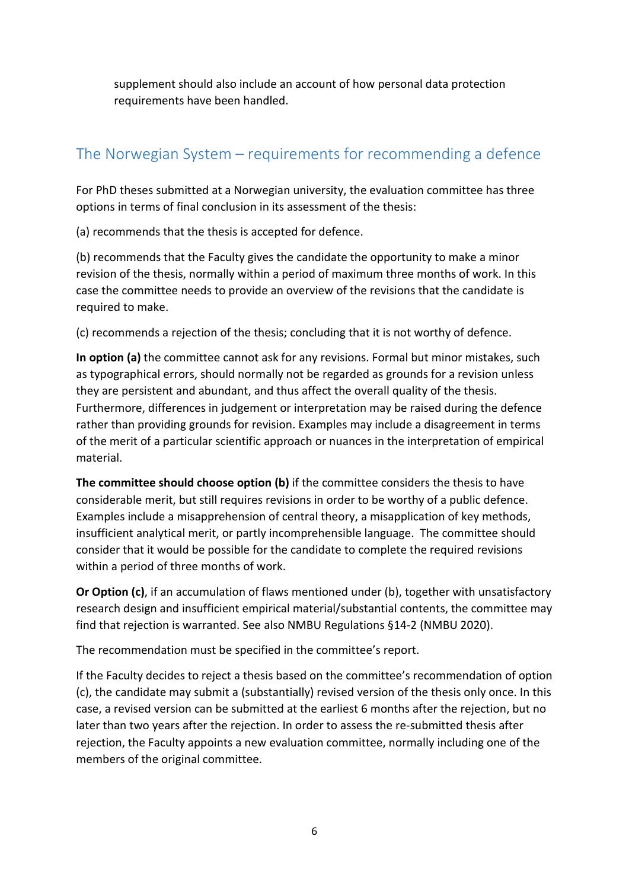supplement should also include an account of how personal data protection requirements have been handled.

## The Norwegian System – requirements for recommending a defence

For PhD theses submitted at a Norwegian university, the evaluation committee has three options in terms of final conclusion in its assessment of the thesis:

(a) recommends that the thesis is accepted for defence.

(b) recommends that the Faculty gives the candidate the opportunity to make a minor revision of the thesis, normally within a period of maximum three months of work. In this case the committee needs to provide an overview of the revisions that the candidate is required to make.

(c) recommends a rejection of the thesis; concluding that it is not worthy of defence.

**In option (a)** the committee cannot ask for any revisions. Formal but minor mistakes, such as typographical errors, should normally not be regarded as grounds for a revision unless they are persistent and abundant, and thus affect the overall quality of the thesis. Furthermore, differences in judgement or interpretation may be raised during the defence rather than providing grounds for revision. Examples may include a disagreement in terms of the merit of a particular scientific approach or nuances in the interpretation of empirical material.

**The committee should choose option (b)** if the committee considers the thesis to have considerable merit, but still requires revisions in order to be worthy of a public defence. Examples include a misapprehension of central theory, a misapplication of key methods, insufficient analytical merit, or partly incomprehensible language. The committee should consider that it would be possible for the candidate to complete the required revisions within a period of three months of work.

**Or Option (c)**, if an accumulation of flaws mentioned under (b), together with unsatisfactory research design and insufficient empirical material/substantial contents, the committee may find that rejection is warranted. See also NMBU Regulations §14-2 (NMBU 2020).

The recommendation must be specified in the committee's report.

If the Faculty decides to reject a thesis based on the committee's recommendation of option (c), the candidate may submit a (substantially) revised version of the thesis only once. In this case, a revised version can be submitted at the earliest 6 months after the rejection, but no later than two years after the rejection. In order to assess the re-submitted thesis after rejection, the Faculty appoints a new evaluation committee, normally including one of the members of the original committee.